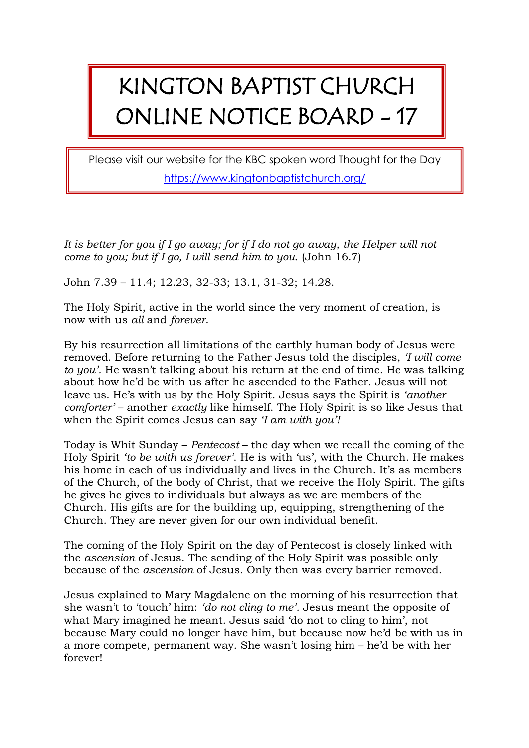# KINGTON BAPTIST CHURCH ONLINE NOTICE BOARD - 17

Please visit our website for the KBC spoken word Thought for the Day

https://www.kingtonbaptistchurch.org/

*It is better for you if I go away; for if I do not go away, the Helper will not come to you; but if I go, I will send him to you.* (John 16.7)

John 7.39 – 11.4; 12.23, 32-33; 13.1, 31-32; 14.28.

The Holy Spirit, active in the world since the very moment of creation, is now with us *all* and *forever*.

By his resurrection all limitations of the earthly human body of Jesus were removed. Before returning to the Father Jesus told the disciples, *'I will come to you'*. He wasn't talking about his return at the end of time. He was talking about how he'd be with us after he ascended to the Father. Jesus will not leave us. He's with us by the Holy Spirit. Jesus says the Spirit is *'another comforter'* – another *exactly* like himself. The Holy Spirit is so like Jesus that when the Spirit comes Jesus can say *'I am with you'!*

Today is Whit Sunday – *Pentecost* – the day when we recall the coming of the Holy Spirit *'to be with us forever'*. He is with 'us', with the Church. He makes his home in each of us individually and lives in the Church. It's as members of the Church, of the body of Christ, that we receive the Holy Spirit. The gifts he gives he gives to individuals but always as we are members of the Church. His gifts are for the building up, equipping, strengthening of the Church. They are never given for our own individual benefit.

The coming of the Holy Spirit on the day of Pentecost is closely linked with the *ascension* of Jesus. The sending of the Holy Spirit was possible only because of the *ascension* of Jesus. Only then was every barrier removed.

Jesus explained to Mary Magdalene on the morning of his resurrection that she wasn't to 'touch' him: *'do not cling to me'*. Jesus meant the opposite of what Mary imagined he meant. Jesus said 'do not to cling to him', not because Mary could no longer have him, but because now he'd be with us in a more compete, permanent way. She wasn't losing him – he'd be with her forever!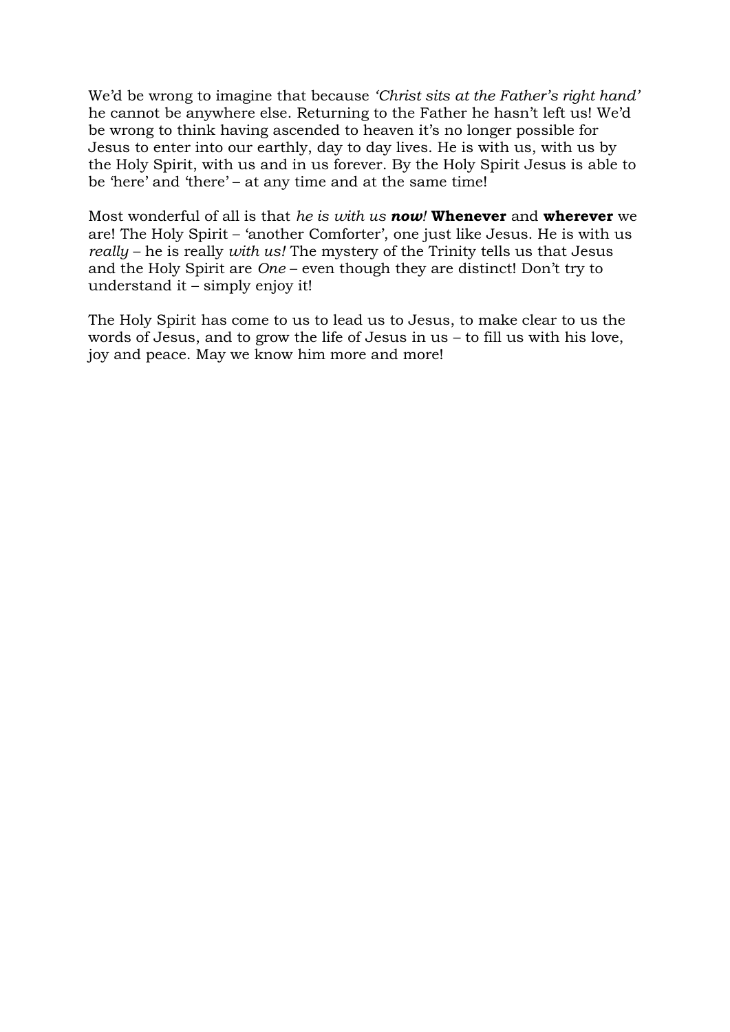We'd be wrong to imagine that because *'Christ sits at the Father's right hand'* he cannot be anywhere else. Returning to the Father he hasn't left us! We'd be wrong to think having ascended to heaven it's no longer possible for Jesus to enter into our earthly, day to day lives. He is with us, with us by the Holy Spirit, with us and in us forever. By the Holy Spirit Jesus is able to be 'here' and 'there' – at any time and at the same time!

Most wonderful of all is that *he is with us **now**!* **Whenever** and **wherever** we are! The Holy Spirit – 'another Comforter', one just like Jesus. He is with us *really* – he is really *with us!* The mystery of the Trinity tells us that Jesus and the Holy Spirit are *One* – even though they are distinct! Don't try to understand it – simply enjoy it!

The Holy Spirit has come to us to lead us to Jesus, to make clear to us the words of Jesus, and to grow the life of Jesus in us – to fill us with his love, joy and peace. May we know him more and more!